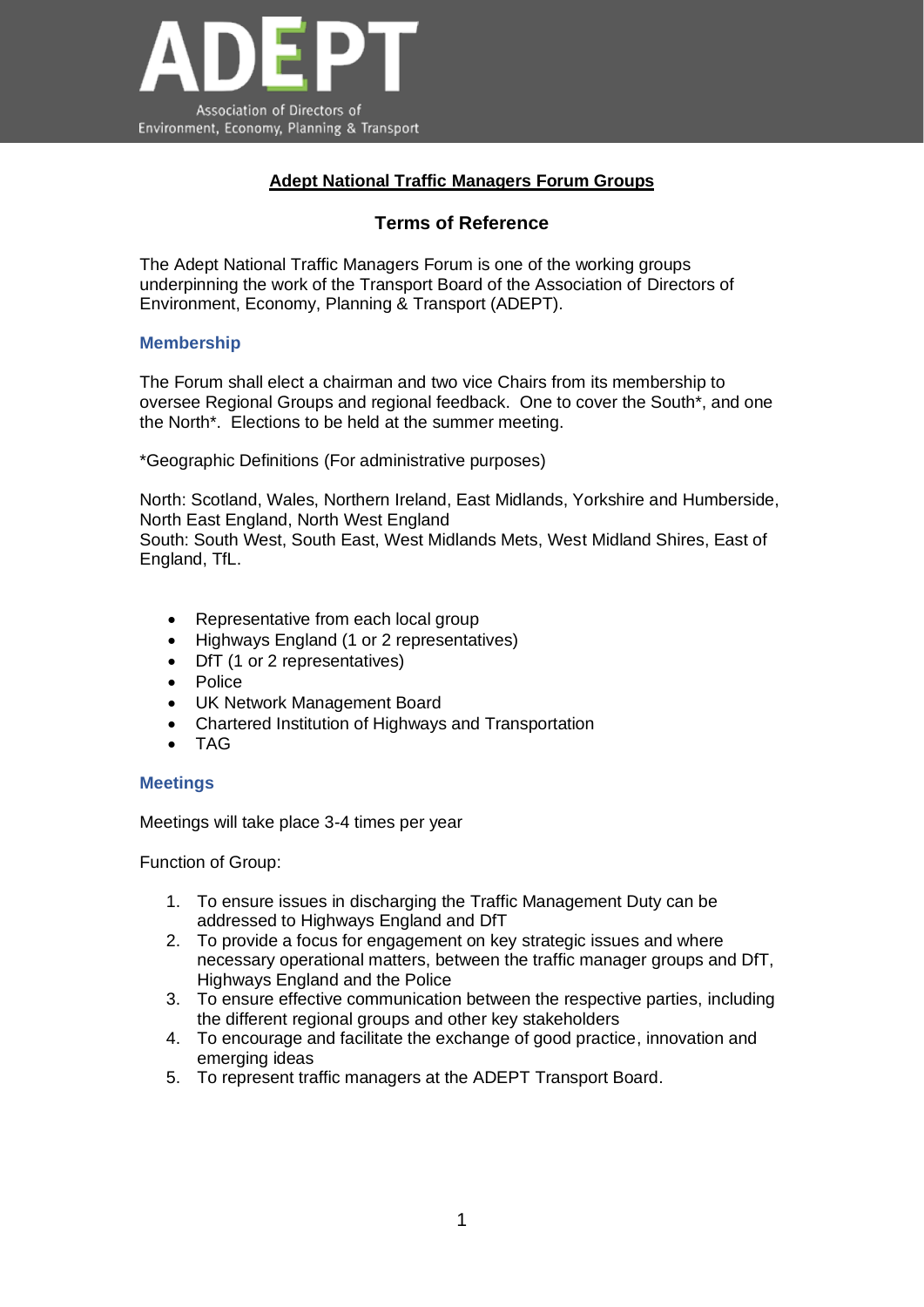ADEPT

Association of Directors of Environment, Economy, Planning & Transport

# Adept National Traffic Managers Forum Groups

## Terms of Reference

The Adept National Traffic Managers Forum is one of the working groups underpinning the work of the Transport Board of the Association of Directors of Environment, Economy, Planning & Transport (ADEPT).

### Membership

The Forum shall elect a chairman and two vice Chairs from its membership to oversee Regional Groups and regional feedback. One to cover the South*, and one the North*. Elections to be held at the summer meeting.

*Geographic Definitions (For administrative purposes)

North: Scotland, Wales, Northern Ireland, East Midlands, Yorkshire and Humberside, North East England, North West England
South: South West, South East, West Midlands Mets, West Midland Shires, East of England, TfL.

- Representative from each local group
- Highways England (1 or 2 representatives)
- DfT (1 or 2 representatives)
- Police
- UK Network Management Board
- Chartered Institution of Highways and Transportation
- TAG

### Meetings

Meetings will take place 3-4 times per year

Function of Group:

1. To ensure issues in discharging the Traffic Management Duty can be addressed to Highways England and DfT
2. To provide a focus for engagement on key strategic issues and where necessary operational matters, between the traffic manager groups and DfT, Highways England and the Police
3. To ensure effective communication between the respective parties, including the different regional groups and other key stakeholders
4. To encourage and facilitate the exchange of good practice, innovation and emerging ideas
5. To represent traffic managers at the ADEPT Transport Board.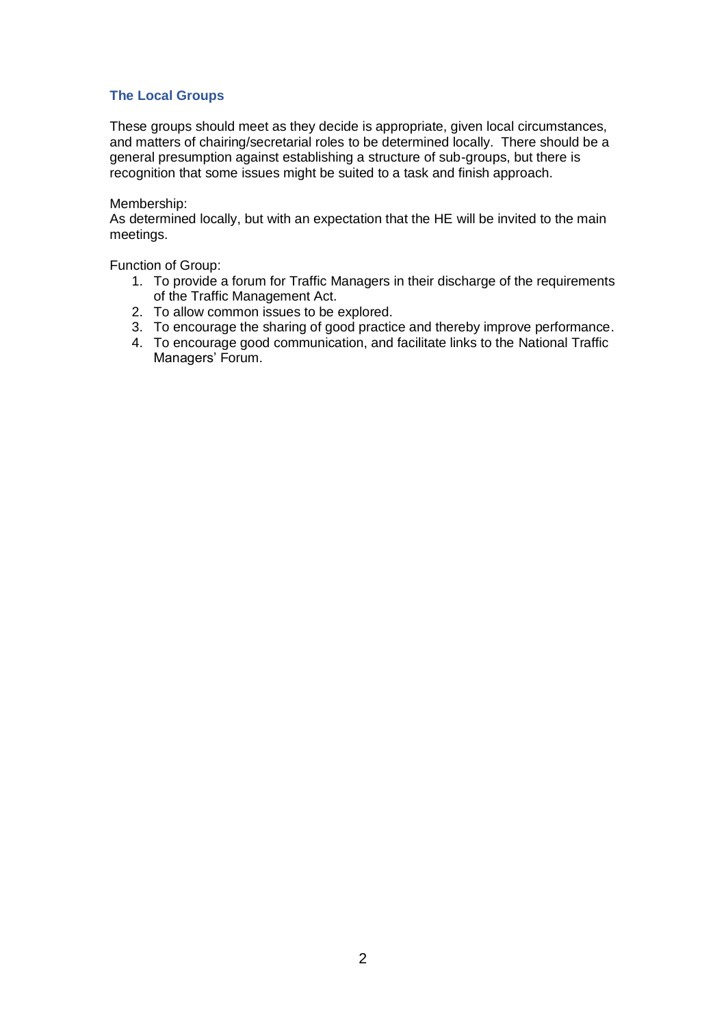### The Local Groups

These groups should meet as they decide is appropriate, given local circumstances, and matters of chairing/secretarial roles to be determined locally. There should be a general presumption against establishing a structure of sub-groups, but there is recognition that some issues might be suited to a task and finish approach.

Membership:
As determined locally, but with an expectation that the HE will be invited to the main meetings.

Function of Group:

1. To provide a forum for Traffic Managers in their discharge of the requirements of the Traffic Management Act.
2. To allow common issues to be explored.
3. To encourage the sharing of good practice and thereby improve performance.
4. To encourage good communication, and facilitate links to the National Traffic Managers' Forum.